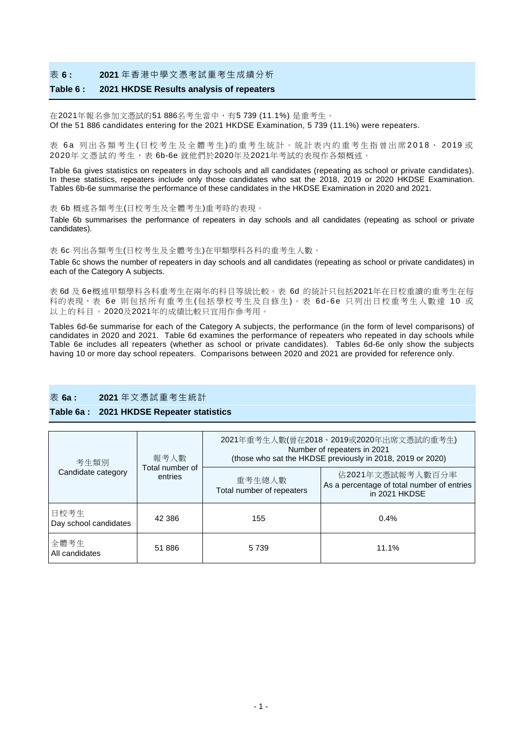## 表 6 : 2021 年香港中學文憑考試重考生成績分析

## Table 6 : 2021 HKDSE Results analysis of repeaters

在2021年報名參加文憑試的51 886名考生當中，有5 739 (11.1%) 是重考生。
Of the 51 886 candidates entering for the 2021 HKDSE Examination, 5 739 (11.1%) were repeaters.

表 6a 列出各類考生(日校考生及全體考生)的重考生統計。統計表內的重考生指曾出席2018、 2019或2020年文憑試的考生，表 6b-6e 就他們於2020年及2021年考試的表現作各類概述。

Table 6a gives statistics on repeaters in day schools and all candidates (repeating as school or private candidates). In these statistics, repeaters include only those candidates who sat the 2018, 2019 or 2020 HKDSE Examination. Tables 6b-6e summarise the performance of these candidates in the HKDSE Examination in 2020 and 2021.

表 6b 概述各類考生(日校考生及全體考生)重考時的表現。

Table 6b summarises the performance of repeaters in day schools and all candidates (repeating as school or private candidates).

表 6c 列出各類考生(日校考生及全體考生)在甲類學科各科的重考生人數。

Table 6c shows the number of repeaters in day schools and all candidates (repeating as school or private candidates) in each of the Category A subjects.

表 6d 及 6e概述甲類學科各科重考生在兩年的科目等級比較。表 6d 的統計只包括2021年在日校重讀的重考生在每科的表現，表 6e 則包括所有重考生(包括學校考生及自修生)。表 6d-6e 只列出日校重考生人數達 10 或以上的科目。2020及2021年的成績比較只宜用作參考用。

Tables 6d-6e summarise for each of the Category A subjects, the performance (in the form of level comparisons) of candidates in 2020 and 2021. Table 6d examines the performance of repeaters who repeated in day schools while Table 6e includes all repeaters (whether as school or private candidates). Tables 6d-6e only show the subjects having 10 or more day school repeaters. Comparisons between 2020 and 2021 are provided for reference only.

## 表 6a : 2021 年文憑試重考生統計

## Table 6a : 2021 HKDSE Repeater statistics

| 考生類別<br>Candidate category | 報考人數<br>Total number of entries | 2021年重考生人數(曾在2018、2019或2020年出席文憑試的重考生)<br>Number of repeaters in 2021<br>(those who sat the HKDSE previously in 2018, 2019 or 2020) | |
|---|---|---|---|
| | | 重考生總人數<br>Total number of repeaters | 佔2021年文憑試報考人數百分率<br>As a percentage of total number of entries in 2021 HKDSE |
| 日校考生<br>Day school candidates | 42 386 | 155 | 0.4% |
| 全體考生<br>All candidates | 51 886 | 5 739 | 11.1% |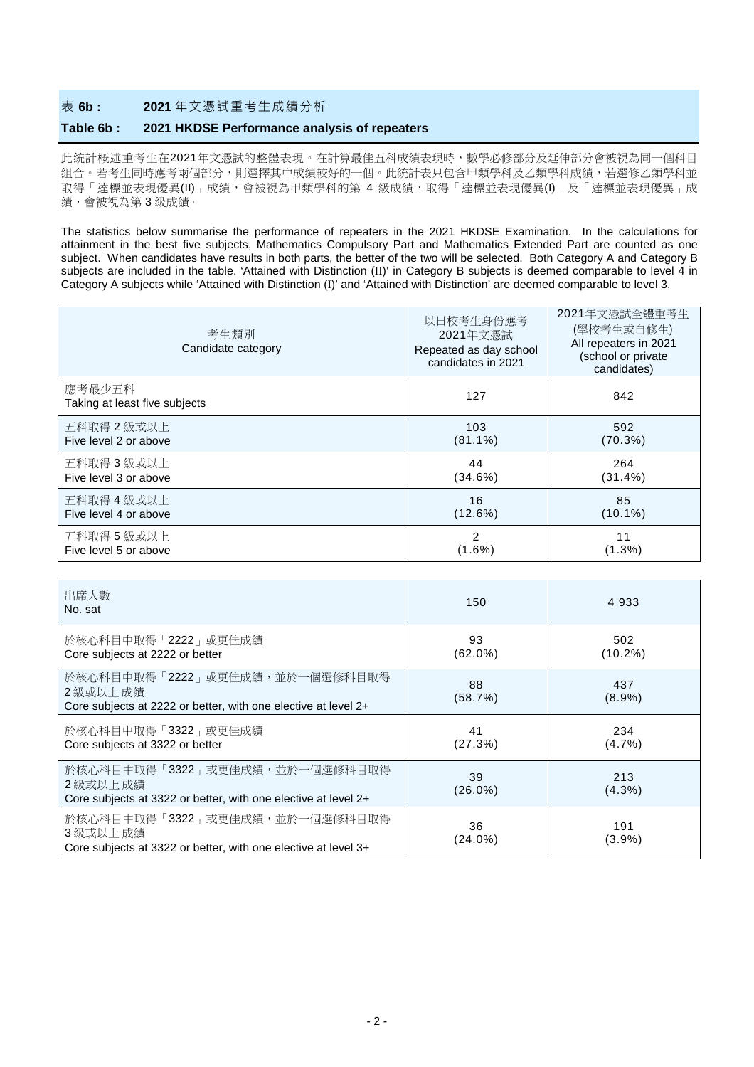## 表 6b : 2021 年文憑試重考生成績分析

## Table 6b : 2021 HKDSE Performance analysis of repeaters

此統計概述重考生在2021年文憑試的整體表現。在計算最佳五科成績表現時，數學必修部分及延伸部分會被視為同一個科目組合。若考生同時應考兩個部分，則選擇其中成績較好的一個。此統計表只包含甲類學科及乙類學科成績，若選修乙類學科並取得「達標並表現優異(II)」成績，會被視為甲類學科的第 4 級成績，取得「達標並表現優異(I)」及「達標並表現優異」成績，會被視為第 3 級成績。

The statistics below summarise the performance of repeaters in the 2021 HKDSE Examination. In the calculations for attainment in the best five subjects, Mathematics Compulsory Part and Mathematics Extended Part are counted as one subject. When candidates have results in both parts, the better of the two will be selected. Both Category A and Category B subjects are included in the table. 'Attained with Distinction (II)' in Category B subjects is deemed comparable to level 4 in Category A subjects while 'Attained with Distinction (I)' and 'Attained with Distinction' are deemed comparable to level 3.

| 考生類別<br>Candidate category | 以日校考生身份應考2021年文憑試<br>Repeated as day school candidates in 2021 | 2021年文憑試全體重考生(學校考生或自修生)<br>All repeaters in 2021 (school or private candidates) |
|---|---|---|
| 應考最少五科<br>Taking at least five subjects | 127 | 842 |
| 五科取得 2 級或以上<br>Five level 2 or above | 103<br>(81.1%) | 592<br>(70.3%) |
| 五科取得 3 級或以上<br>Five level 3 or above | 44<br>(34.6%) | 264<br>(31.4%) |
| 五科取得 4 級或以上<br>Five level 4 or above | 16<br>(12.6%) | 85<br>(10.1%) |
| 五科取得 5 級或以上<br>Five level 5 or above | 2<br>(1.6%) | 11<br>(1.3%) |

| | | |
|---|---|---|
| 出席人數<br>No. sat | 150 | 4 933 |
| 於核心科目中取得「2222」或更佳成績<br>Core subjects at 2222 or better | 93<br>(62.0%) | 502<br>(10.2%) |
| 於核心科目中取得「2222」或更佳成績，並於一個選修科目取得 2 級或以上成績<br>Core subjects at 2222 or better, with one elective at level 2+ | 88<br>(58.7%) | 437<br>(8.9%) |
| 於核心科目中取得「3322」或更佳成績<br>Core subjects at 3322 or better | 41<br>(27.3%) | 234<br>(4.7%) |
| 於核心科目中取得「3322」或更佳成績，並於一個選修科目取得 2 級或以上成績<br>Core subjects at 3322 or better, with one elective at level 2+ | 39<br>(26.0%) | 213<br>(4.3%) |
| 於核心科目中取得「3322」或更佳成績，並於一個選修科目取得 3 級或以上成績<br>Core subjects at 3322 or better, with one elective at level 3+ | 36<br>(24.0%) | 191<br>(3.9%) |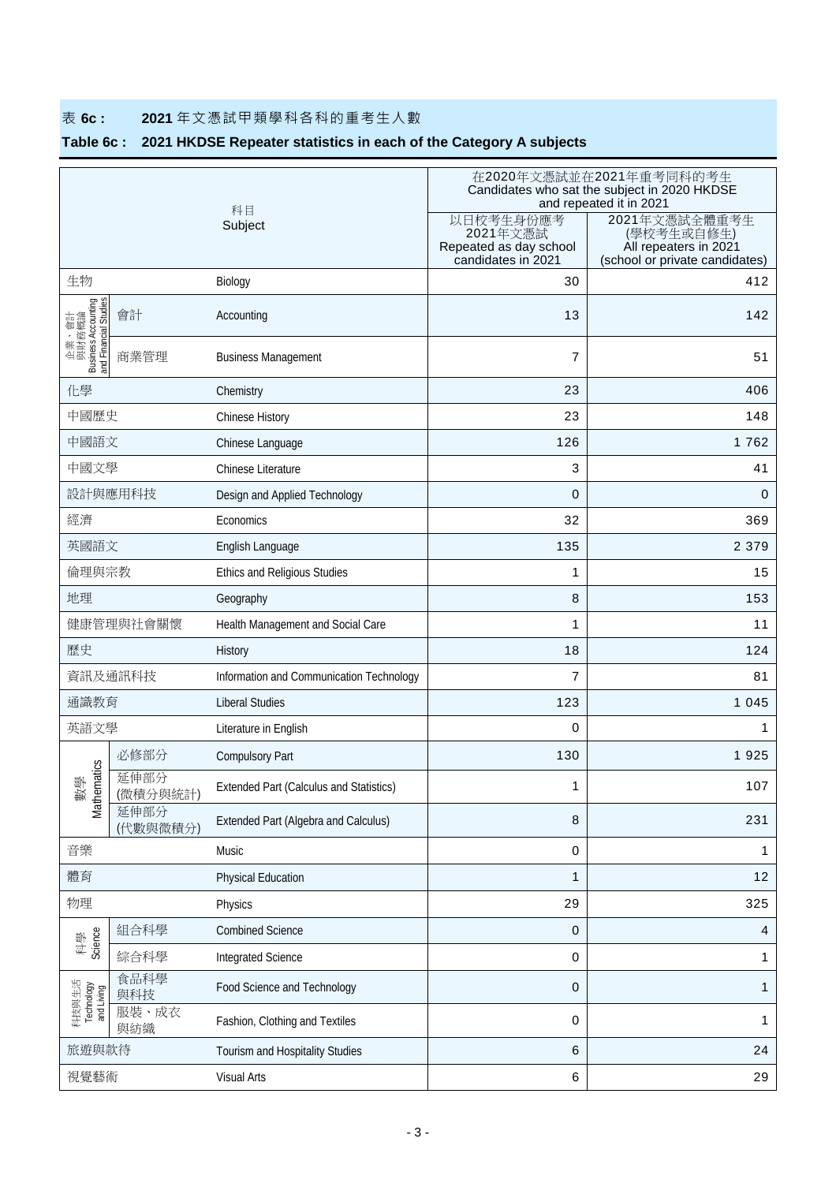表 **6c :** **2021** 年文憑試甲類學科各科的重考生人數

**Table 6c : 2021 HKDSE Repeater statistics in each of the Category A subjects**

| 科目 Subject | | | 在2020年文憑試並在2021年重考同科的考生 Candidates who sat the subject in 2020 HKDSE and repeated it in 2021 | |
|---|---|---|---|---|
| | | | 以日校考生身份應考2021年文憑試 Repeated as day school candidates in 2021 | 2021年文憑試全體重考生(學校考生或自修生) All repeaters in 2021 (school or private candidates) |
| 生物 | | Biology | 30 | 412 |
| 企業、會計與財務概論 Business Accounting and Financial Studies | 會計 | Accounting | 13 | 142 |
| | 商業管理 | Business Management | 7 | 51 |
| 化學 | | Chemistry | 23 | 406 |
| 中國歷史 | | Chinese History | 23 | 148 |
| 中國語文 | | Chinese Language | 126 | 1 762 |
| 中國文學 | | Chinese Literature | 3 | 41 |
| 設計與應用科技 | | Design and Applied Technology | 0 | 0 |
| 經濟 | | Economics | 32 | 369 |
| 英國語文 | | English Language | 135 | 2 379 |
| 倫理與宗教 | | Ethics and Religious Studies | 1 | 15 |
| 地理 | | Geography | 8 | 153 |
| 健康管理與社會關懷 | | Health Management and Social Care | 1 | 11 |
| 歷史 | | History | 18 | 124 |
| 資訊及通訊科技 | | Information and Communication Technology | 7 | 81 |
| 通識教育 | | Liberal Studies | 123 | 1 045 |
| 英語文學 | | Literature in English | 0 | 1 |
| 數學 Mathematics | 必修部分 | Compulsory Part | 130 | 1 925 |
| | 延伸部分(微積分與統計) | Extended Part (Calculus and Statistics) | 1 | 107 |
| | 延伸部分(代數與微積分) | Extended Part (Algebra and Calculus) | 8 | 231 |
| 音樂 | | Music | 0 | 1 |
| 體育 | | Physical Education | 1 | 12 |
| 物理 | | Physics | 29 | 325 |
| 科學 Science | 組合科學 | Combined Science | 0 | 4 |
| | 綜合科學 | Integrated Science | 0 | 1 |
| 科技與生活 Technology and Living | 食品科學與科技 | Food Science and Technology | 0 | 1 |
| | 服裝、成衣與紡織 | Fashion, Clothing and Textiles | 0 | 1 |
| 旅遊與款待 | | Tourism and Hospitality Studies | 6 | 24 |
| 視覺藝術 | | Visual Arts | 6 | 29 |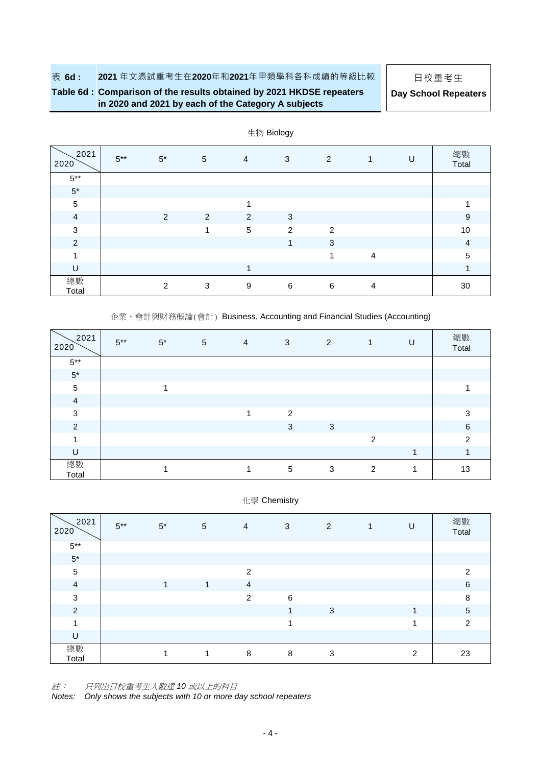**表 6d : 2021 年文憑試重考生在2020年和2021年甲類學科各科成績的等級比較**

**Table 6d : Comparison of the results obtained by 2021 HKDSE repeaters in 2020 and 2021 by each of the Category A subjects**

日校重考生

**Day School Repeaters**

生物 Biology

| 2020 \ 2021 | 5** | 5* | 5 | 4 | 3 | 2 | 1 | U | 總數 Total |
|---|---|---|---|---|---|---|---|---|---|
| 5** | | | | | | | | | |
| 5* | | | | | | | | | |
| 5 | | | | 1 | | | | | 1 |
| 4 | | 2 | 2 | 2 | 3 | | | | 9 |
| 3 | | | 1 | 5 | 2 | 2 | | | 10 |
| 2 | | | | | 1 | 3 | | | 4 |
| 1 | | | | | | 1 | 4 | | 5 |
| U | | | | 1 | | | | | 1 |
| 總數 Total | | 2 | 3 | 9 | 6 | 6 | 4 | | 30 |

企業、會計與財務概論(會計) Business, Accounting and Financial Studies (Accounting)

| 2020 \ 2021 | 5** | 5* | 5 | 4 | 3 | 2 | 1 | U | 總數 Total |
|---|---|---|---|---|---|---|---|---|---|
| 5** | | | | | | | | | |
| 5* | | | | | | | | | |
| 5 | | 1 | | | | | | | 1 |
| 4 | | | | | | | | | |
| 3 | | | | 1 | 2 | | | | 3 |
| 2 | | | | | 3 | 3 | | | 6 |
| 1 | | | | | | | 2 | | 2 |
| U | | | | | | | | 1 | 1 |
| 總數 Total | | 1 | | 1 | 5 | 3 | 2 | 1 | 13 |

化學 Chemistry

| 2020 \ 2021 | 5** | 5* | 5 | 4 | 3 | 2 | 1 | U | 總數 Total |
|---|---|---|---|---|---|---|---|---|---|
| 5** | | | | | | | | | |
| 5* | | | | | | | | | |
| 5 | | | | 2 | | | | | 2 |
| 4 | | 1 | 1 | 4 | | | | | 6 |
| 3 | | | | 2 | 6 | | | | 8 |
| 2 | | | | | 1 | 3 | | 1 | 5 |
| 1 | | | | | 1 | | | 1 | 2 |
| U | | | | | | | | | |
| 總數 Total | | 1 | 1 | 8 | 8 | 3 | | 2 | 23 |

*註：　只列出日校重考生人數達 10 或以上的科目*

*Notes:　Only shows the subjects with 10 or more day school repeaters*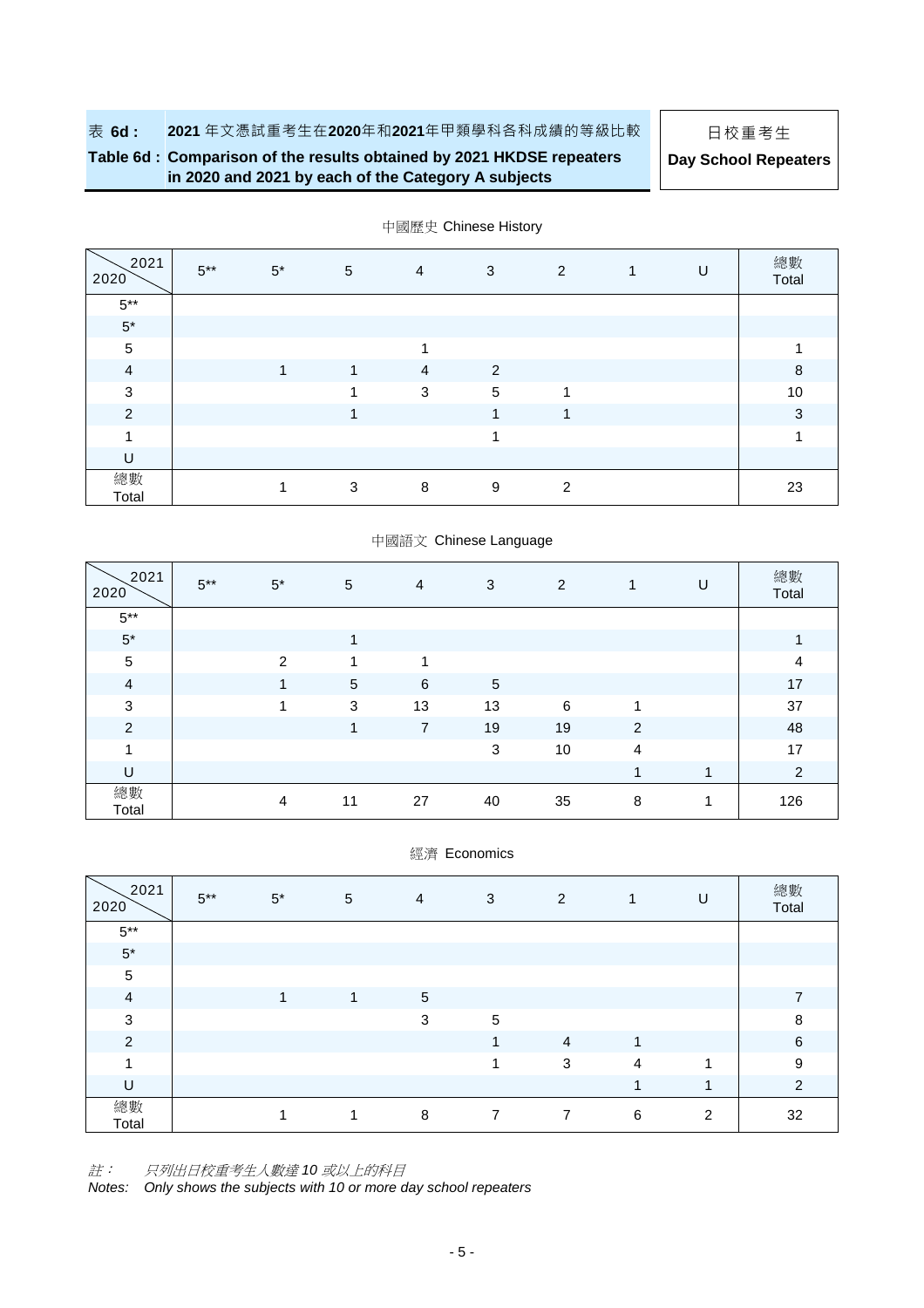表 **6d :** **2021** 年文憑試重考生在**2020**年和**2021**年甲類學科各科成績的等級比較

**Table 6d : Comparison of the results obtained by 2021 HKDSE repeaters in 2020 and 2021 by each of the Category A subjects**

日校重考生

**Day School Repeaters**

中國歷史 Chinese History

| 2020 \ 2021 | 5** | 5* | 5 | 4 | 3 | 2 | 1 | U | 總數 Total |
|---|---|---|---|---|---|---|---|---|---|
| 5** | | | | | | | | | |
| 5* | | | | | | | | | |
| 5 | | | | 1 | | | | | 1 |
| 4 | | 1 | 1 | 4 | 2 | | | | 8 |
| 3 | | | 1 | 3 | 5 | 1 | | | 10 |
| 2 | | | 1 | | 1 | 1 | | | 3 |
| 1 | | | | | 1 | | | | 1 |
| U | | | | | | | | | |
| 總數 Total | | 1 | 3 | 8 | 9 | 2 | | | 23 |

中國語文 Chinese Language

| 2020 \ 2021 | 5** | 5* | 5 | 4 | 3 | 2 | 1 | U | 總數 Total |
|---|---|---|---|---|---|---|---|---|---|
| 5** | | | | | | | | | |
| 5* | | | 1 | | | | | | 1 |
| 5 | | 2 | 1 | 1 | | | | | 4 |
| 4 | | 1 | 5 | 6 | 5 | | | | 17 |
| 3 | | 1 | 3 | 13 | 13 | 6 | 1 | | 37 |
| 2 | | | 1 | 7 | 19 | 19 | 2 | | 48 |
| 1 | | | | | 3 | 10 | 4 | | 17 |
| U | | | | | | | 1 | 1 | 2 |
| 總數 Total | | 4 | 11 | 27 | 40 | 35 | 8 | 1 | 126 |

經濟 Economics

| 2020 \ 2021 | 5** | 5* | 5 | 4 | 3 | 2 | 1 | U | 總數 Total |
|---|---|---|---|---|---|---|---|---|---|
| 5** | | | | | | | | | |
| 5* | | | | | | | | | |
| 5 | | | | | | | | | |
| 4 | | 1 | 1 | 5 | | | | | 7 |
| 3 | | | | 3 | 5 | | | | 8 |
| 2 | | | | | 1 | 4 | 1 | | 6 |
| 1 | | | | | 1 | 3 | 4 | 1 | 9 |
| U | | | | | | | 1 | 1 | 2 |
| 總數 Total | | 1 | 1 | 8 | 7 | 7 | 6 | 2 | 32 |

*註： 只列出日校重考生人數達 10 或以上的科目*

Notes: *Only shows the subjects with 10 or more day school repeaters*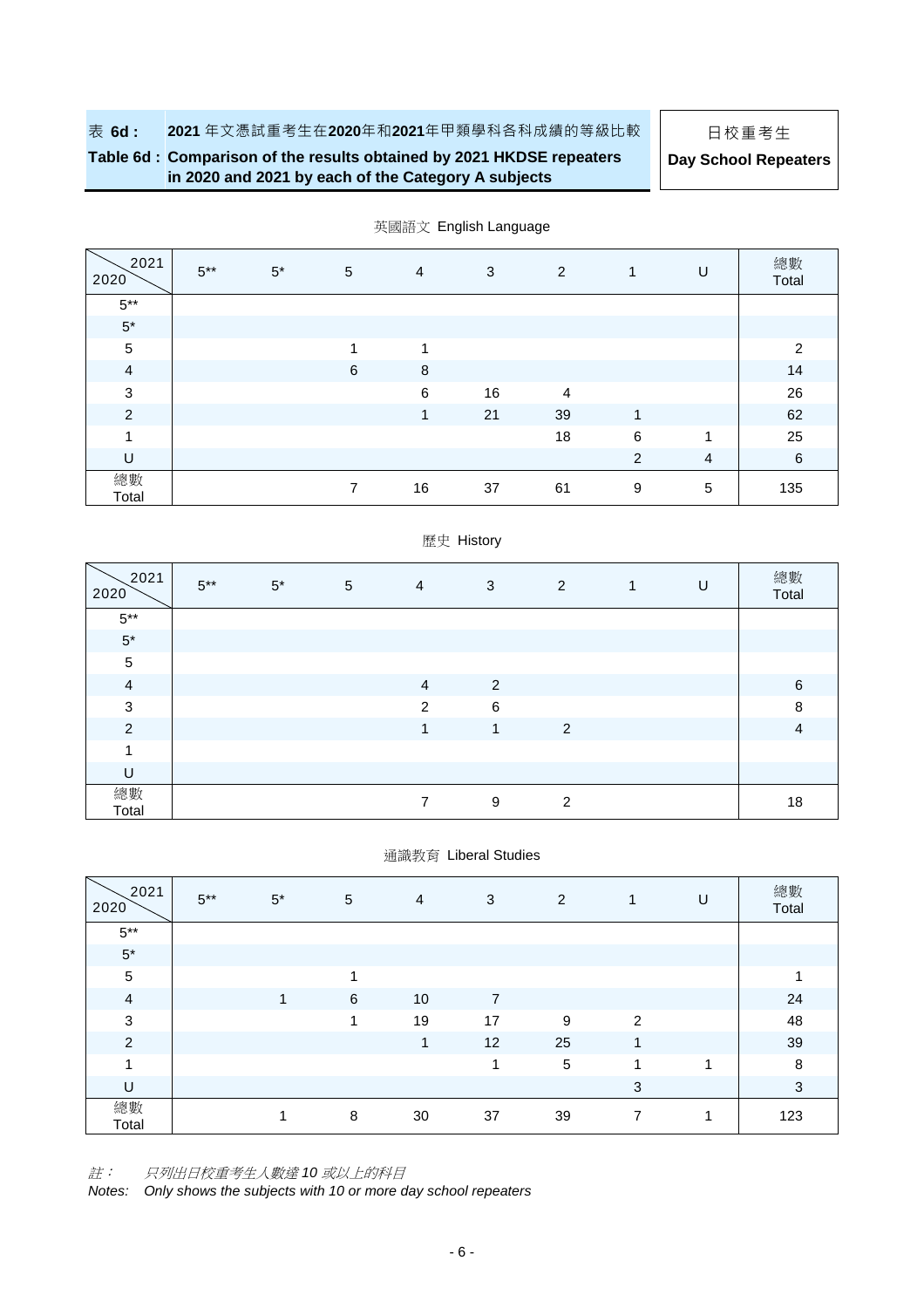**表 6d : 2021 年文憑試重考生在2020年和2021年甲類學科各科成績的等級比較**

**Table 6d : Comparison of the results obtained by 2021 HKDSE repeaters in 2020 and 2021 by each of the Category A subjects**

日校重考生

**Day School Repeaters**

英國語文 English Language

| 2020 \ 2021 | 5** | 5* | 5 | 4 | 3 | 2 | 1 | U | 總數 Total |
|---|---|---|---|---|---|---|---|---|---|
| 5** | | | | | | | | | |
| 5* | | | | | | | | | |
| 5 | | | 1 | 1 | | | | | 2 |
| 4 | | | 6 | 8 | | | | | 14 |
| 3 | | | | 6 | 16 | 4 | | | 26 |
| 2 | | | | 1 | 21 | 39 | 1 | | 62 |
| 1 | | | | | | 18 | 6 | 1 | 25 |
| U | | | | | | | 2 | 4 | 6 |
| 總數 Total | | | 7 | 16 | 37 | 61 | 9 | 5 | 135 |

歷史 History

| 2020 \ 2021 | 5** | 5* | 5 | 4 | 3 | 2 | 1 | U | 總數 Total |
|---|---|---|---|---|---|---|---|---|---|
| 5** | | | | | | | | | |
| 5* | | | | | | | | | |
| 5 | | | | | | | | | |
| 4 | | | | 4 | 2 | | | | 6 |
| 3 | | | | 2 | 6 | | | | 8 |
| 2 | | | | 1 | 1 | 2 | | | 4 |
| 1 | | | | | | | | | |
| U | | | | | | | | | |
| 總數 Total | | | | 7 | 9 | 2 | | | 18 |

通識教育 Liberal Studies

| 2020 \ 2021 | 5** | 5* | 5 | 4 | 3 | 2 | 1 | U | 總數 Total |
|---|---|---|---|---|---|---|---|---|---|
| 5** | | | | | | | | | |
| 5* | | | | | | | | | |
| 5 | | | 1 | | | | | | 1 |
| 4 | | 1 | 6 | 10 | 7 | | | | 24 |
| 3 | | | 1 | 19 | 17 | 9 | 2 | | 48 |
| 2 | | | | 1 | 12 | 25 | 1 | | 39 |
| 1 | | | | | 1 | 5 | 1 | 1 | 8 |
| U | | | | | | | 3 | | 3 |
| 總數 Total | | 1 | 8 | 30 | 37 | 39 | 7 | 1 | 123 |

*註： 只列出日校重考生人數達 10 或以上的科目*

*Notes: Only shows the subjects with 10 or more day school repeaters*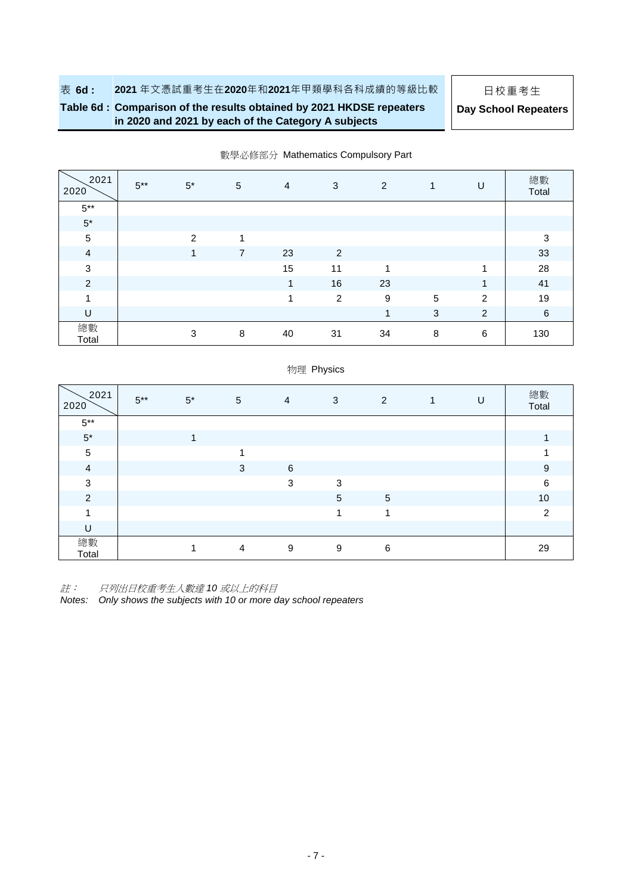表 **6d :** **2021** 年文憑試重考生在**2020**年和**2021**年甲類學科各科成績的等級比較

**Table 6d : Comparison of the results obtained by 2021 HKDSE repeaters in 2020 and 2021 by each of the Category A subjects**

日校重考生

**Day School Repeaters**

數學必修部分 Mathematics Compulsory Part

| 2020 \ 2021 | 5** | 5* | 5 | 4 | 3 | 2 | 1 | U | 總數 Total |
|---|---|---|---|---|---|---|---|---|---|
| 5** | | | | | | | | | |
| 5* | | | | | | | | | |
| 5 | | 2 | 1 | | | | | | 3 |
| 4 | | 1 | 7 | 23 | 2 | | | | 33 |
| 3 | | | | 15 | 11 | 1 | | 1 | 28 |
| 2 | | | | 1 | 16 | 23 | | 1 | 41 |
| 1 | | | | 1 | 2 | 9 | 5 | 2 | 19 |
| U | | | | | | 1 | 3 | 2 | 6 |
| 總數 Total | | 3 | 8 | 40 | 31 | 34 | 8 | 6 | 130 |

物理 Physics

| 2020 \ 2021 | 5** | 5* | 5 | 4 | 3 | 2 | 1 | U | 總數 Total |
|---|---|---|---|---|---|---|---|---|---|
| 5** | | | | | | | | | |
| 5* | | 1 | | | | | | | 1 |
| 5 | | | 1 | | | | | | 1 |
| 4 | | | 3 | 6 | | | | | 9 |
| 3 | | | | 3 | 3 | | | | 6 |
| 2 | | | | | 5 | 5 | | | 10 |
| 1 | | | | | 1 | 1 | | | 2 |
| U | | | | | | | | | |
| 總數 Total | | 1 | 4 | 9 | 9 | 6 | | | 29 |

*註： 只列出日校重考生人數達 10 或以上的科目*

*Notes: Only shows the subjects with 10 or more day school repeaters*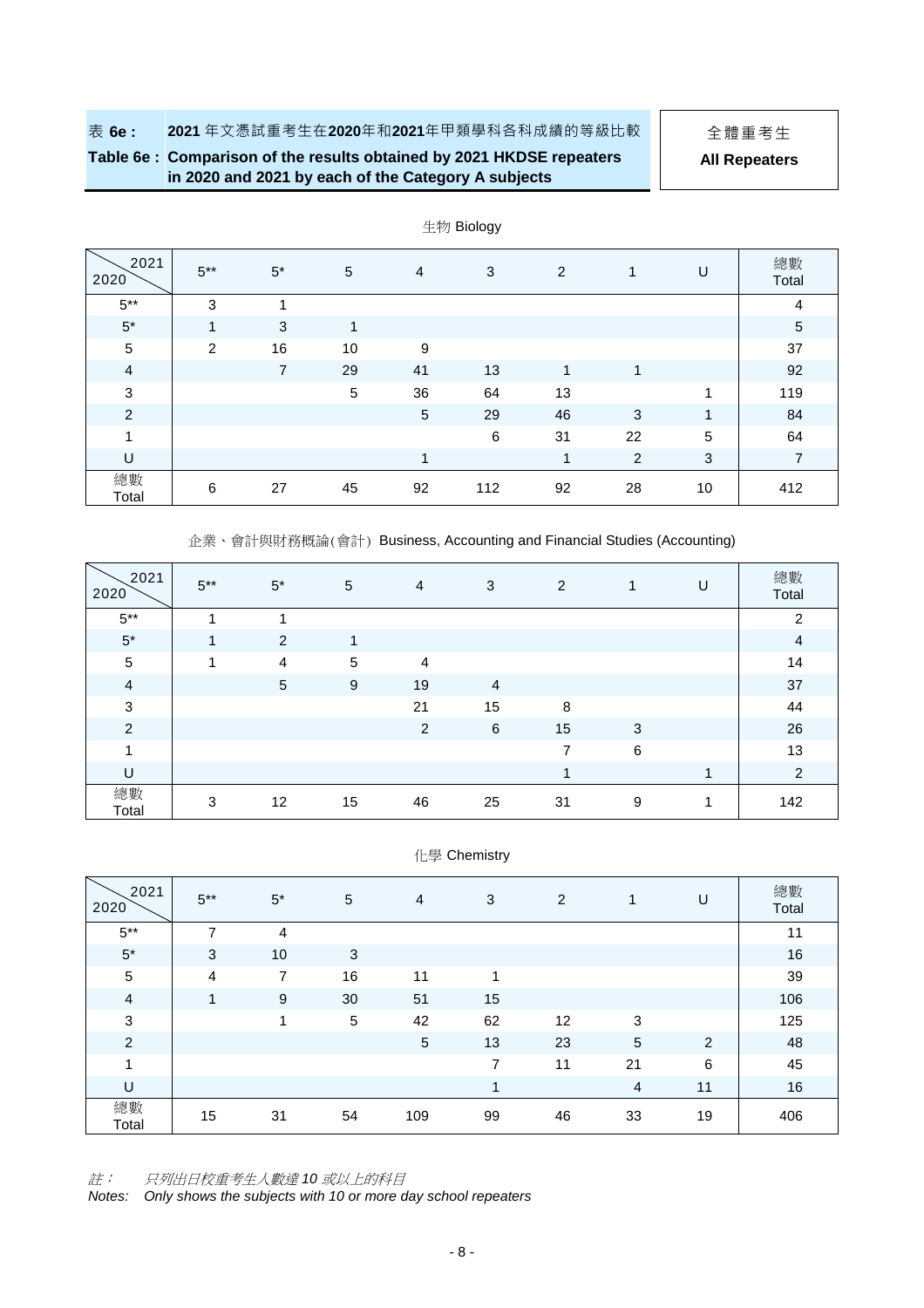# 表 6e : 2021 年文憑試重考生在2020年和2021年甲類學科各科成績的等級比較

# Table 6e : Comparison of the results obtained by 2021 HKDSE repeaters in 2020 and 2021 by each of the Category A subjects

**全體重考生**
**All Repeaters**

### 生物 Biology

| 2020 \ 2021 | 5** | 5* | 5 | 4 | 3 | 2 | 1 | U | 總數 Total |
|---|---|---|---|---|---|---|---|---|---|
| 5** | 3 | 1 | | | | | | | 4 |
| 5* | 1 | 3 | 1 | | | | | | 5 |
| 5 | 2 | 16 | 10 | 9 | | | | | 37 |
| 4 | | 7 | 29 | 41 | 13 | 1 | 1 | | 92 |
| 3 | | | 5 | 36 | 64 | 13 | | 1 | 119 |
| 2 | | | | 5 | 29 | 46 | 3 | 1 | 84 |
| 1 | | | | | 6 | 31 | 22 | 5 | 64 |
| U | | | | 1 | | 1 | 2 | 3 | 7 |
| 總數 Total | 6 | 27 | 45 | 92 | 112 | 92 | 28 | 10 | 412 |

### 企業、會計與財務概論(會計) Business, Accounting and Financial Studies (Accounting)

| 2020 \ 2021 | 5** | 5* | 5 | 4 | 3 | 2 | 1 | U | 總數 Total |
|---|---|---|---|---|---|---|---|---|---|
| 5** | 1 | 1 | | | | | | | 2 |
| 5* | 1 | 2 | 1 | | | | | | 4 |
| 5 | 1 | 4 | 5 | 4 | | | | | 14 |
| 4 | | 5 | 9 | 19 | 4 | | | | 37 |
| 3 | | | | 21 | 15 | 8 | | | 44 |
| 2 | | | | 2 | 6 | 15 | 3 | | 26 |
| 1 | | | | | | 7 | 6 | | 13 |
| U | | | | | | 1 | | 1 | 2 |
| 總數 Total | 3 | 12 | 15 | 46 | 25 | 31 | 9 | 1 | 142 |

### 化學 Chemistry

| 2020 \ 2021 | 5** | 5* | 5 | 4 | 3 | 2 | 1 | U | 總數 Total |
|---|---|---|---|---|---|---|---|---|---|
| 5** | 7 | 4 | | | | | | | 11 |
| 5* | 3 | 10 | 3 | | | | | | 16 |
| 5 | 4 | 7 | 16 | 11 | 1 | | | | 39 |
| 4 | 1 | 9 | 30 | 51 | 15 | | | | 106 |
| 3 | | 1 | 5 | 42 | 62 | 12 | 3 | | 125 |
| 2 | | | | 5 | 13 | 23 | 5 | 2 | 48 |
| 1 | | | | | 7 | 11 | 21 | 6 | 45 |
| U | | | | | 1 | | 4 | 11 | 16 |
| 總數 Total | 15 | 31 | 54 | 109 | 99 | 46 | 33 | 19 | 406 |

*註：　只列出日校重考生人數達 10 或以上的科目*
*Notes:　Only shows the subjects with 10 or more day school repeaters*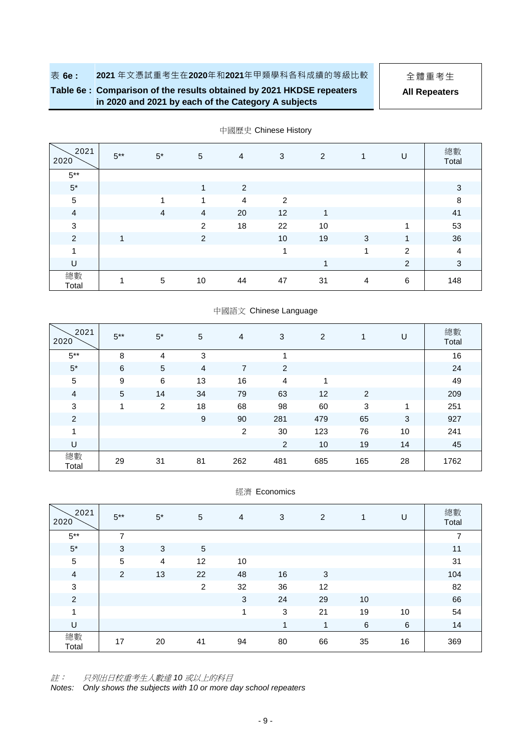# 表 6e： 2021 年文憑試重考生在2020年和2021年甲類學科各科成績的等級比較

# Table 6e : Comparison of the results obtained by 2021 HKDSE repeaters in 2020 and 2021 by each of the Category A subjects

全體重考生

**All Repeaters**

中國歷史 Chinese History

| 2020 \ 2021 | 5** | 5* | 5 | 4 | 3 | 2 | 1 | U | 總數 Total |
|---|---|---|---|---|---|---|---|---|---|
| 5** | | | | | | | | | |
| 5* | | | 1 | 2 | | | | | 3 |
| 5 | | 1 | 1 | 4 | 2 | | | | 8 |
| 4 | | 4 | 4 | 20 | 12 | 1 | | | 41 |
| 3 | | | 2 | 18 | 22 | 10 | | 1 | 53 |
| 2 | 1 | | 2 | | 10 | 19 | 3 | 1 | 36 |
| 1 | | | | | 1 | | 1 | 2 | 4 |
| U | | | | | | 1 | | 2 | 3 |
| 總數 Total | 1 | 5 | 10 | 44 | 47 | 31 | 4 | 6 | 148 |

中國語文 Chinese Language

| 2020 \ 2021 | 5** | 5* | 5 | 4 | 3 | 2 | 1 | U | 總數 Total |
|---|---|---|---|---|---|---|---|---|---|
| 5** | 8 | 4 | 3 | | 1 | | | | 16 |
| 5* | 6 | 5 | 4 | 7 | 2 | | | | 24 |
| 5 | 9 | 6 | 13 | 16 | 4 | 1 | | | 49 |
| 4 | 5 | 14 | 34 | 79 | 63 | 12 | 2 | | 209 |
| 3 | 1 | 2 | 18 | 68 | 98 | 60 | 3 | 1 | 251 |
| 2 | | | 9 | 90 | 281 | 479 | 65 | 3 | 927 |
| 1 | | | | 2 | 30 | 123 | 76 | 10 | 241 |
| U | | | | | 2 | 10 | 19 | 14 | 45 |
| 總數 Total | 29 | 31 | 81 | 262 | 481 | 685 | 165 | 28 | 1762 |

經濟 Economics

| 2020 \ 2021 | 5** | 5* | 5 | 4 | 3 | 2 | 1 | U | 總數 Total |
|---|---|---|---|---|---|---|---|---|---|
| 5** | 7 | | | | | | | | 7 |
| 5* | 3 | 3 | 5 | | | | | | 11 |
| 5 | 5 | 4 | 12 | 10 | | | | | 31 |
| 4 | 2 | 13 | 22 | 48 | 16 | 3 | | | 104 |
| 3 | | | 2 | 32 | 36 | 12 | | | 82 |
| 2 | | | | 3 | 24 | 29 | 10 | | 66 |
| 1 | | | | 1 | 3 | 21 | 19 | 10 | 54 |
| U | | | | | 1 | 1 | 6 | 6 | 14 |
| 總數 Total | 17 | 20 | 41 | 94 | 80 | 66 | 35 | 16 | 369 |

*註： 只列出日校重考生人數達 10 或以上的科目*

*Notes: Only shows the subjects with 10 or more day school repeaters*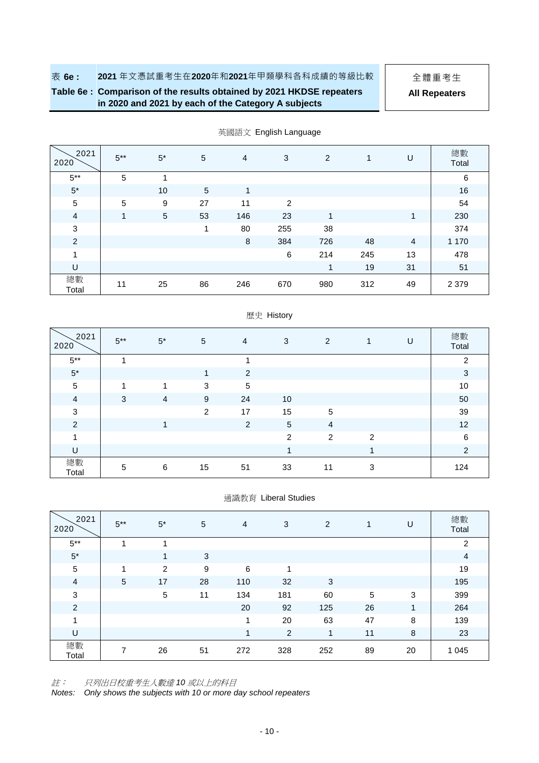表 **6e**： **2021** 年文憑試重考生在**2020**年和**2021**年甲類學科各科成績的等級比較

**Table 6e : Comparison of the results obtained by 2021 HKDSE repeaters in 2020 and 2021 by each of the Category A subjects**

全體重考生

**All Repeaters**

英國語文 English Language

| 2020 \ 2021 | 5** | 5* | 5 | 4 | 3 | 2 | 1 | U | 總數 Total |
|---|---|---|---|---|---|---|---|---|---|
| 5** | 5 | 1 | | | | | | | 6 |
| 5* | | 10 | 5 | 1 | | | | | 16 |
| 5 | 5 | 9 | 27 | 11 | 2 | | | | 54 |
| 4 | 1 | 5 | 53 | 146 | 23 | 1 | | 1 | 230 |
| 3 | | | 1 | 80 | 255 | 38 | | | 374 |
| 2 | | | | 8 | 384 | 726 | 48 | 4 | 1 170 |
| 1 | | | | | 6 | 214 | 245 | 13 | 478 |
| U | | | | | | 1 | 19 | 31 | 51 |
| 總數 Total | 11 | 25 | 86 | 246 | 670 | 980 | 312 | 49 | 2 379 |

歷史 History

| 2020 \ 2021 | 5** | 5* | 5 | 4 | 3 | 2 | 1 | U | 總數 Total |
|---|---|---|---|---|---|---|---|---|---|
| 5** | 1 | | | 1 | | | | | 2 |
| 5* | | | 1 | 2 | | | | | 3 |
| 5 | 1 | 1 | 3 | 5 | | | | | 10 |
| 4 | 3 | 4 | 9 | 24 | 10 | | | | 50 |
| 3 | | | 2 | 17 | 15 | 5 | | | 39 |
| 2 | | 1 | | 2 | 5 | 4 | | | 12 |
| 1 | | | | | 2 | 2 | 2 | | 6 |
| U | | | | | 1 | | 1 | | 2 |
| 總數 Total | 5 | 6 | 15 | 51 | 33 | 11 | 3 | | 124 |

通識教育 Liberal Studies

| 2020 \ 2021 | 5** | 5* | 5 | 4 | 3 | 2 | 1 | U | 總數 Total |
|---|---|---|---|---|---|---|---|---|---|
| 5** | 1 | 1 | | | | | | | 2 |
| 5* | | 1 | 3 | | | | | | 4 |
| 5 | 1 | 2 | 9 | 6 | 1 | | | | 19 |
| 4 | 5 | 17 | 28 | 110 | 32 | 3 | | | 195 |
| 3 | | 5 | 11 | 134 | 181 | 60 | 5 | 3 | 399 |
| 2 | | | | 20 | 92 | 125 | 26 | 1 | 264 |
| 1 | | | | 1 | 20 | 63 | 47 | 8 | 139 |
| U | | | | 1 | 2 | 1 | 11 | 8 | 23 |
| 總數 Total | 7 | 26 | 51 | 272 | 328 | 252 | 89 | 20 | 1 045 |

*註： 只列出日校重考生人數達 10 或以上的科目*

*Notes: Only shows the subjects with 10 or more day school repeaters*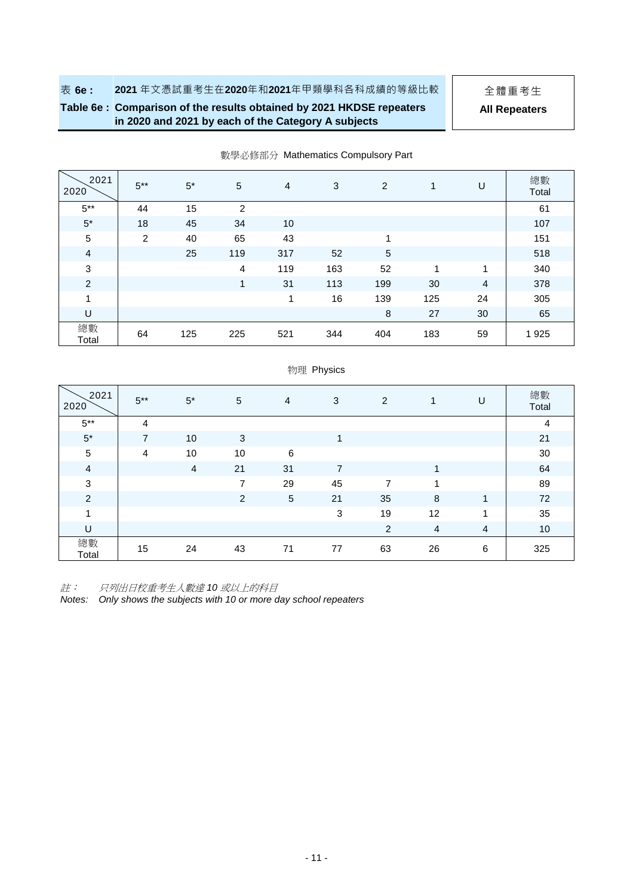表 **6e :** **2021** 年文憑試重考生在**2020**年和**2021**年甲類學科各科成績的等級比較

**Table 6e : Comparison of the results obtained by 2021 HKDSE repeaters in 2020 and 2021 by each of the Category A subjects**

全體重考生

**All Repeaters**

數學必修部分 Mathematics Compulsory Part

| 2020 \ 2021 | 5** | 5* | 5 | 4 | 3 | 2 | 1 | U | 總數 Total |
|---|---|---|---|---|---|---|---|---|---|
| 5** | 44 | 15 | 2 | | | | | | 61 |
| 5* | 18 | 45 | 34 | 10 | | | | | 107 |
| 5 | 2 | 40 | 65 | 43 | | 1 | | | 151 |
| 4 | | 25 | 119 | 317 | 52 | 5 | | | 518 |
| 3 | | | 4 | 119 | 163 | 52 | 1 | 1 | 340 |
| 2 | | | 1 | 31 | 113 | 199 | 30 | 4 | 378 |
| 1 | | | | 1 | 16 | 139 | 125 | 24 | 305 |
| U | | | | | | 8 | 27 | 30 | 65 |
| 總數 Total | 64 | 125 | 225 | 521 | 344 | 404 | 183 | 59 | 1 925 |

物理 Physics

| 2020 \ 2021 | 5** | 5* | 5 | 4 | 3 | 2 | 1 | U | 總數 Total |
|---|---|---|---|---|---|---|---|---|---|
| 5** | 4 | | | | | | | | 4 |
| 5* | 7 | 10 | 3 | | 1 | | | | 21 |
| 5 | 4 | 10 | 10 | 6 | | | | | 30 |
| 4 | | 4 | 21 | 31 | 7 | | 1 | | 64 |
| 3 | | | 7 | 29 | 45 | 7 | 1 | | 89 |
| 2 | | | 2 | 5 | 21 | 35 | 8 | 1 | 72 |
| 1 | | | | | 3 | 19 | 12 | 1 | 35 |
| U | | | | | | 2 | 4 | 4 | 10 |
| 總數 Total | 15 | 24 | 43 | 71 | 77 | 63 | 26 | 6 | 325 |

*註：　只列出日校重考生人數達 10 或以上的科目*

*Notes:　Only shows the subjects with 10 or more day school repeaters*